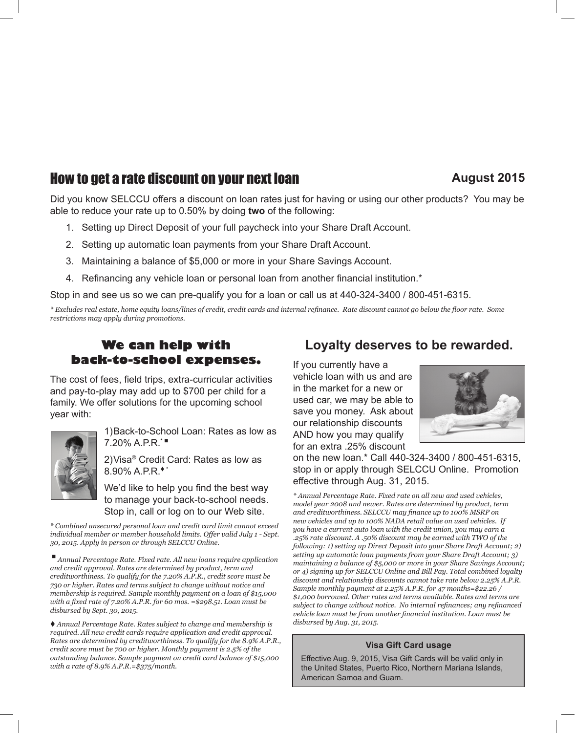# How to get a rate discount on your next loan

**August 2015**

Did you know SELCCU offers a discount on loan rates just for having or using our other products? You may be able to reduce your rate up to 0.50% by doing **two** of the following:

1. Setting up Direct Deposit of your full paycheck into your Share Draft Account.
2. Setting up automatic loan payments from your Share Draft Account.
3. Maintaining a balance of $5,000 or more in your Share Savings Account.
4. Refinancing any vehicle loan or personal loan from another financial institution.*

Stop in and see us so we can pre-qualify you for a loan or call us at 440-324-3400 / 800-451-6315.

*\* Excludes real estate, home equity loans/lines of credit, credit cards and internal refinance. Rate discount cannot go below the floor rate. Some restrictions may apply during promotions.*

## We can help with back-to-school expenses.

The cost of fees, field trips, extra-curricular activities and pay-to-play may add up to $700 per child for a family. We offer solutions for the upcoming school year with:

1)Back-to-School Loan: Rates as low as 7.20% A.P.R.*■

2)Visa® Credit Card: Rates as low as 8.90% A.P.R.♦*

We'd like to help you find the best way to manage your back-to-school needs. Stop in, call or log on to our Web site.

*\* Combined unsecured personal loan and credit card limit cannot exceed individual member or member household limits. Offer valid July 1 - Sept. 30, 2015. Apply in person or through SELCCU Online.*

*■ Annual Percentage Rate. Fixed rate. All new loans require application and credit approval. Rates are determined by product, term and creditworthiness. To qualify for the 7.20% A.P.R., credit score must be 730 or higher. Rates and terms subject to change without notice and membership is required. Sample monthly payment on a loan of $15,000 with a fixed rate of 7.20% A.P.R. for 60 mos. =$298.51. Loan must be disbursed by Sept. 30, 2015.*

*♦ Annual Percentage Rate. Rates subject to change and membership is required. All new credit cards require application and credit approval. Rates are determined by creditworthiness. To qualify for the 8.9% A.P.R., credit score must be 700 or higher. Monthly payment is 2.5% of the outstanding balance. Sample payment on credit card balance of $15,000 with a rate of 8.9% A.P.R.=$375/month.*

## Loyalty deserves to be rewarded.

If you currently have a vehicle loan with us and are in the market for a new or used car, we may be able to save you money. Ask about our relationship discounts AND how you may qualify for an extra .25% discount on the new loan.* Call 440-324-3400 / 800-451-6315, stop in or apply through SELCCU Online. Promotion effective through Aug. 31, 2015.

*\* Annual Percentage Rate. Fixed rate on all new and used vehicles, model year 2008 and newer. Rates are determined by product, term and creditworthiness. SELCCU may finance up to 100% MSRP on new vehicles and up to 100% NADA retail value on used vehicles. If you have a current auto loan with the credit union, you may earn a .25% rate discount. A .50% discount may be earned with TWO of the following: 1) setting up Direct Deposit into your Share Draft Account; 2) setting up automatic loan payments from your Share Draft Account; 3) maintaining a balance of $5,000 or more in your Share Savings Account; or 4) signing up for SELCCU Online and Bill Pay. Total combined loyalty discount and relationship discounts cannot take rate below 2.25% A.P.R. Sample monthly payment at 2.25% A.P.R. for 47 months=$22.26 / $1,000 borrowed. Other rates and terms available. Rates and terms are subject to change without notice. No internal refinances; any refinanced vehicle loan must be from another financial institution. Loan must be disbursed by Aug. 31, 2015.*

**Visa Gift Card usage**

Effective Aug. 9, 2015, Visa Gift Cards will be valid only in the United States, Puerto Rico, Northern Mariana Islands, American Samoa and Guam.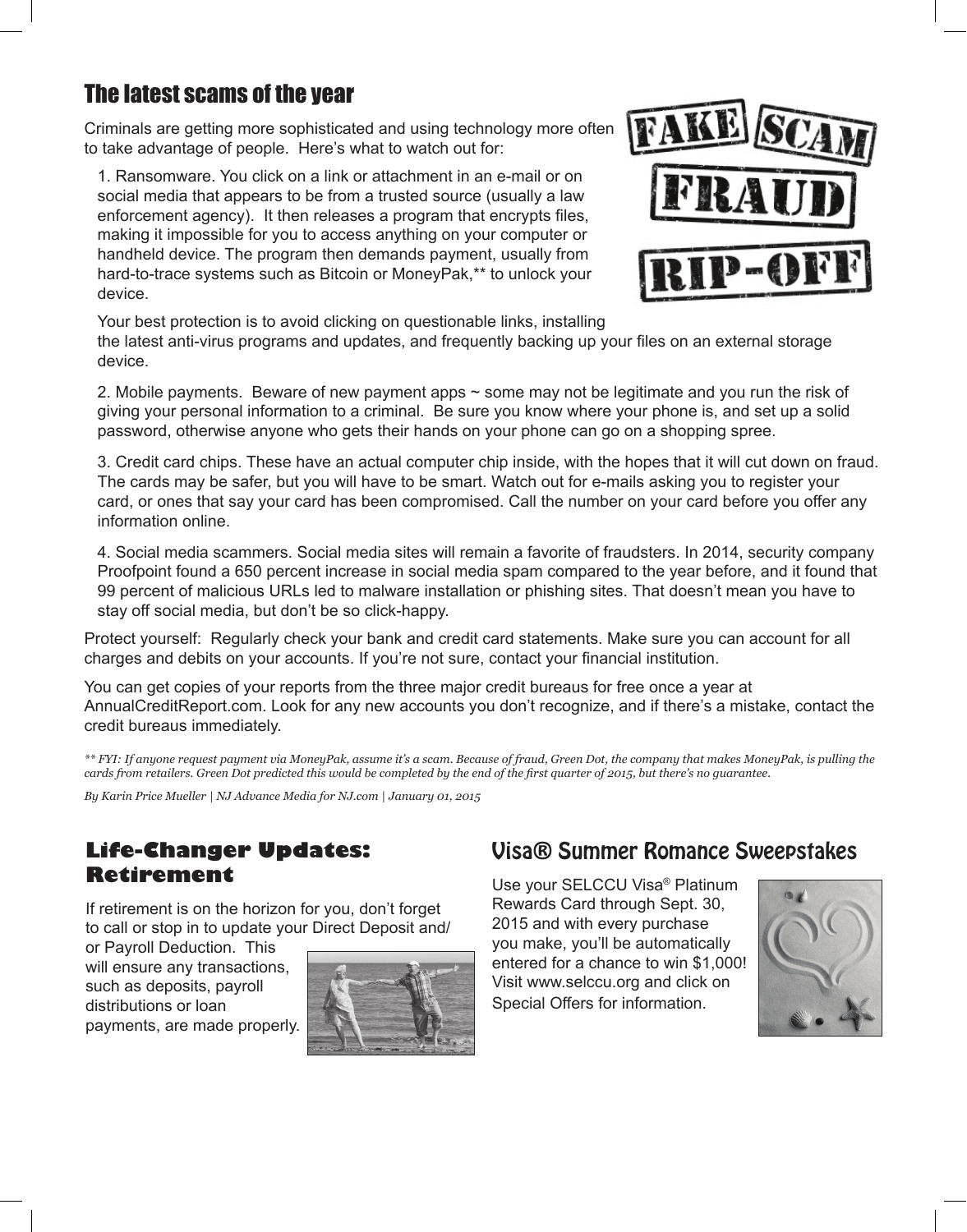## The latest scams of the year

Criminals are getting more sophisticated and using technology more often to take advantage of people. Here's what to watch out for:

1. Ransomware. You click on a link or attachment in an e-mail or on social media that appears to be from a trusted source (usually a law enforcement agency). It then releases a program that encrypts files, making it impossible for you to access anything on your computer or handheld device. The program then demands payment, usually from hard-to-trace systems such as Bitcoin or MoneyPak,** to unlock your device.

   Your best protection is to avoid clicking on questionable links, installing the latest anti-virus programs and updates, and frequently backing up your files on an external storage device.

2. Mobile payments. Beware of new payment apps ~ some may not be legitimate and you run the risk of giving your personal information to a criminal. Be sure you know where your phone is, and set up a solid password, otherwise anyone who gets their hands on your phone can go on a shopping spree.

3. Credit card chips. These have an actual computer chip inside, with the hopes that it will cut down on fraud. The cards may be safer, but you will have to be smart. Watch out for e-mails asking you to register your card, or ones that say your card has been compromised. Call the number on your card before you offer any information online.

4. Social media scammers. Social media sites will remain a favorite of fraudsters. In 2014, security company Proofpoint found a 650 percent increase in social media spam compared to the year before, and it found that 99 percent of malicious URLs led to malware installation or phishing sites. That doesn't mean you have to stay off social media, but don't be so click-happy.

Protect yourself: Regularly check your bank and credit card statements. Make sure you can account for all charges and debits on your accounts. If you're not sure, contact your financial institution.

You can get copies of your reports from the three major credit bureaus for free once a year at AnnualCreditReport.com. Look for any new accounts you don't recognize, and if there's a mistake, contact the credit bureaus immediately.

*** FYI: If anyone request payment via MoneyPak, assume it's a scam. Because of fraud, Green Dot, the company that makes MoneyPak, is pulling the cards from retailers. Green Dot predicted this would be completed by the end of the first quarter of 2015, but there's no guarantee.*

*By Karin Price Mueller | NJ Advance Media for NJ.com | January 01, 2015*

## Life-Changer Updates: Retirement

If retirement is on the horizon for you, don't forget to call or stop in to update your Direct Deposit and/or Payroll Deduction. This will ensure any transactions, such as deposits, payroll distributions or loan payments, are made properly.

## Visa® Summer Romance Sweepstakes

Use your SELCCU Visa® Platinum Rewards Card through Sept. 30, 2015 and with every purchase you make, you'll be automatically entered for a chance to win $1,000! Visit www.selccu.org and click on Special Offers for information.